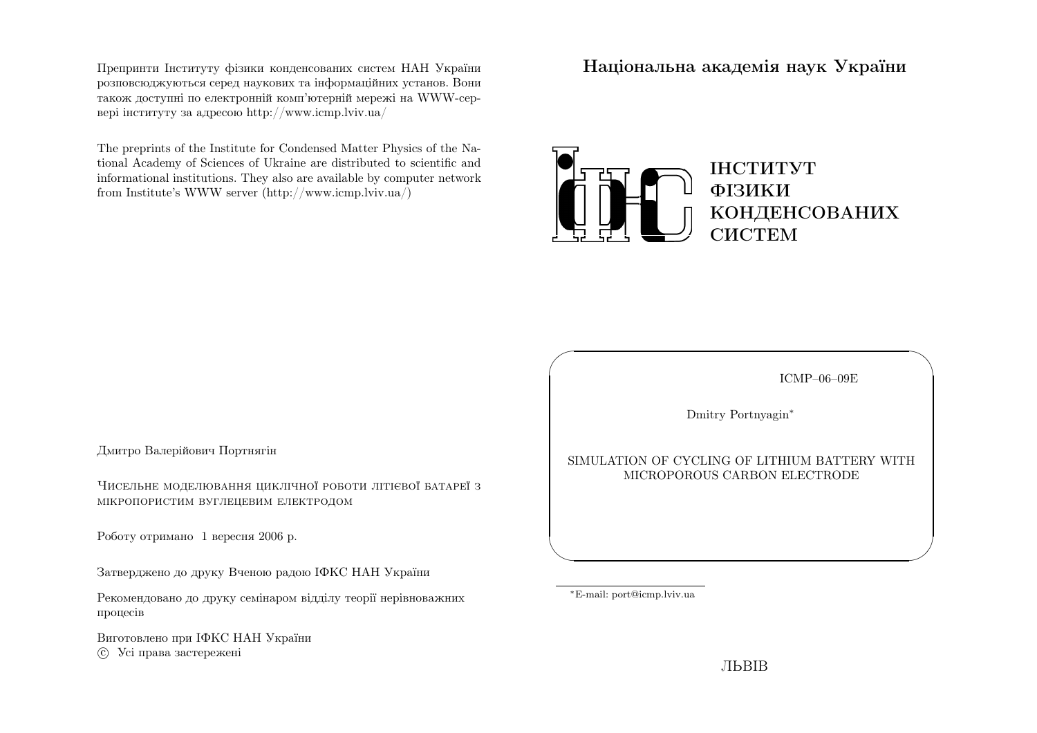Препринти Інституту фізики конденсованих систем НАН України розповсюджуються серед наукових та інформаційних установ. Вони також доступні по електронній комп'ютерній мережі на WWW-сервері інституту за адресою http://www.icmp.lviv.ua/

The preprints of the Institute for Condensed Matter Physics of the National Academy of Sciences of Ukraine are distributed to scientific and informational institutions. They also are available by computer network from Institute's WWW server (http://www.icmp.lviv.ua/)

Дмитро Валерійович Портнягін

Чисельне моделювання циклічної роботи літієвої батареї з мікропористим вуглецевим електродом

Роботу отримано 1 вересня 2006 р.

Затверджено до друку Вченою радою ІФКС НАН України

Рекомендовано до друку семінаром відділу теорії нерівноважних процесів

Виготовлено при ІФКС НАН України
© Усі права застережені

**Національна академія наук України**

**ІНСТИТУТ ФІЗИКИ КОНДЕНСОВАНИХ СИСТЕМ**

ICMP–06–09E

Dmitry Portnyagin*

SIMULATION OF CYCLING OF LITHIUM BATTERY WITH MICROPOROUS CARBON ELECTRODE

*E-mail: port@icmp.lviv.ua

ЛЬВІВ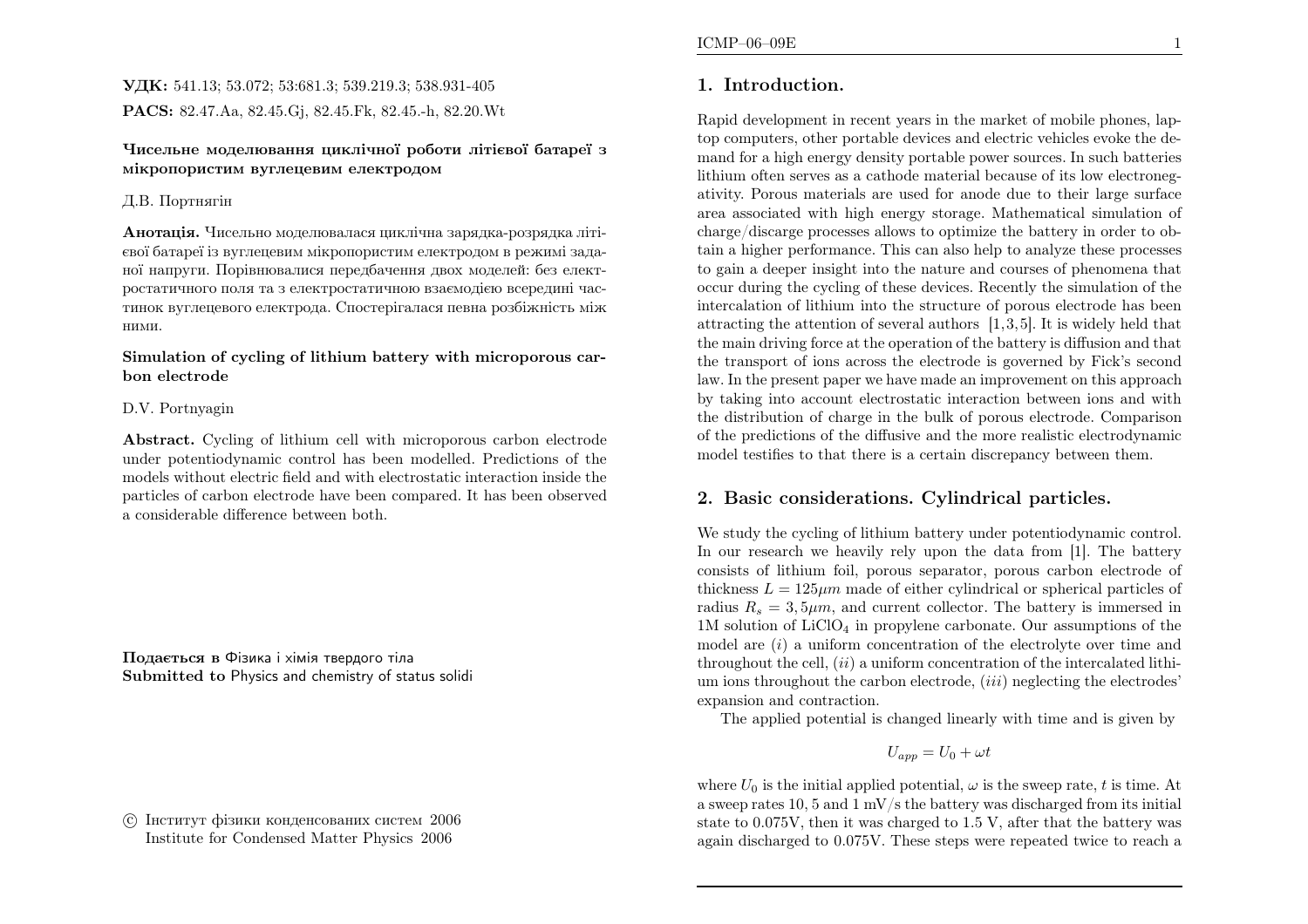**УДК:** 541.13; 53.072; 53:681.3; 539.219.3; 538.931-405

**PACS:** 82.47.Aa, 82.45.Gj, 82.45.Fk, 82.45.-h, 82.20.Wt

**Чисельне моделювання циклічної роботи літієвої батареї з мікропористим вуглецевим електродом**

Д.В. Портнягін

**Анотація.** Чисельно моделювалася циклічна зарядка-розрядка літієвої батареї із вуглецевим мікропористим електродом в режимі заданої напруги. Порівнювалися передбачення двох моделей: без електростатичного поля та з електростатичною взаємодією всередині частинок вуглецевого електрода. Спостерігалася певна розбіжність між ними.

**Simulation of cycling of lithium battery with microporous carbon electrode**

D.V. Portnyagin

**Abstract.** Cycling of lithium cell with microporous carbon electrode under potentiodynamic control has been modelled. Predictions of the models without electric field and with electrostatic interaction inside the particles of carbon electrode have been compared. It has been observed a considerable difference between both.

**Подається в** Фізика і хімія твердого тіла
**Submitted to** Physics and chemistry of status solidi

© Інститут фізики конденсованих систем 2006
Institute for Condensed Matter Physics 2006

## 1. Introduction.

Rapid development in recent years in the market of mobile phones, laptop computers, other portable devices and electric vehicles evoke the demand for a high energy density portable power sources. In such batteries lithium often serves as a cathode material because of its low electronegativity. Porous materials are used for anode due to their large surface area associated with high energy storage. Mathematical simulation of charge/discarge processes allows to optimize the battery in order to obtain a higher performance. This can also help to analyze these processes to gain a deeper insight into the nature and courses of phenomena that occur during the cycling of these devices. Recently the simulation of the intercalation of lithium into the structure of porous electrode has been attracting the attention of several authors [1,3,5]. It is widely held that the main driving force at the operation of the battery is diffusion and that the transport of ions across the electrode is governed by Fick's second law. In the present paper we have made an improvement on this approach by taking into account electrostatic interaction between ions and with the distribution of charge in the bulk of porous electrode. Comparison of the predictions of the diffusive and the more realistic electrodynamic model testifies to that there is a certain discrepancy between them.

## 2. Basic considerations. Cylindrical particles.

We study the cycling of lithium battery under potentiodynamic control. In our research we heavily rely upon the data from [1]. The battery consists of lithium foil, porous separator, porous carbon electrode of thickness $L = 125\mu m$ made of either cylindrical or spherical particles of radius $R_s = 3,5\mu m$, and current collector. The battery is immersed in 1M solution of $LiClO_4$ in propylene carbonate. Our assumptions of the model are $(i)$ a uniform concentration of the electrolyte over time and throughout the cell, $(ii)$ a uniform concentration of the intercalated lithium ions throughout the carbon electrode, $(iii)$ neglecting the electrodes' expansion and contraction.

The applied potential is changed linearly with time and is given by

$$U_{app} = U_0 + \omega t$$

where $U_0$ is the initial applied potential, $\omega$ is the sweep rate, $t$ is time. At a sweep rates 10, 5 and 1 mV/s the battery was discharged from its initial state to 0.075V, then it was charged to 1.5 V, after that the battery was again discharged to 0.075V. These steps were repeated twice to reach a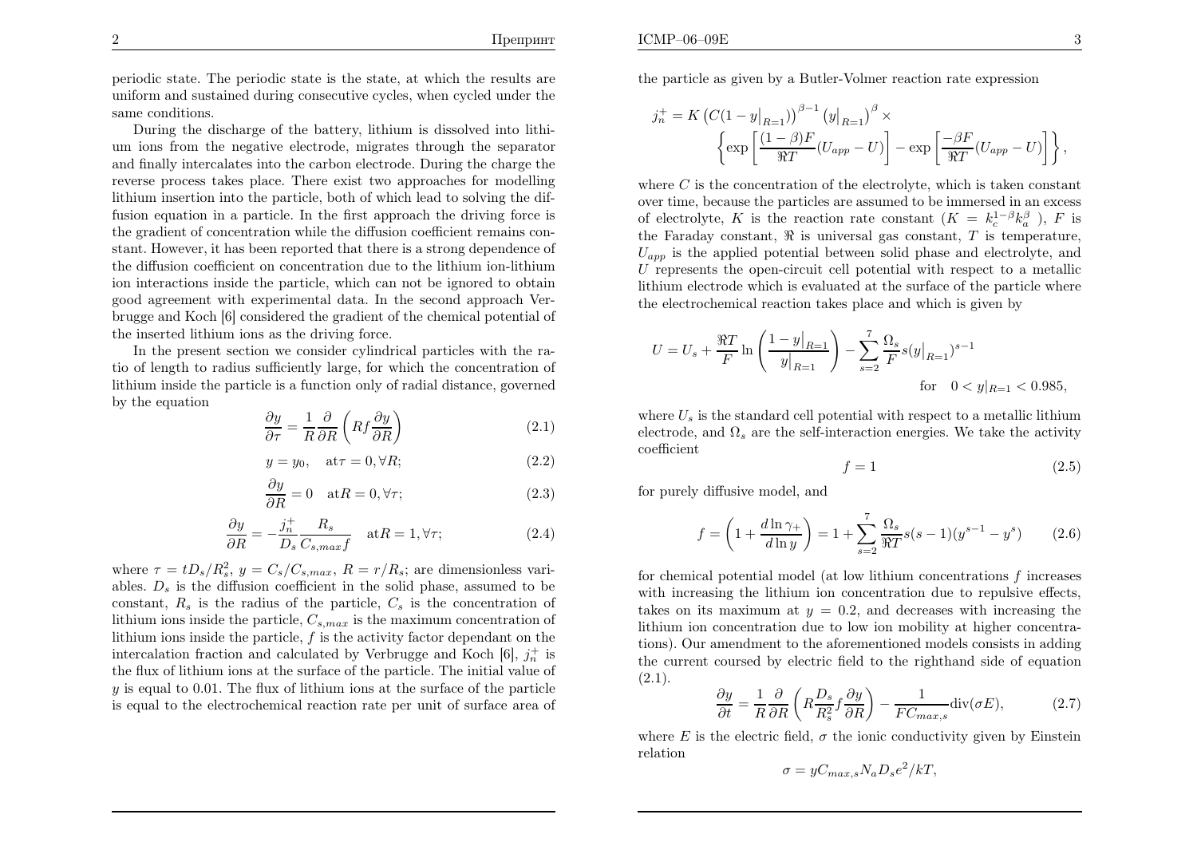periodic state. The periodic state is the state, at which the results are uniform and sustained during consecutive cycles, when cycled under the same conditions.

During the discharge of the battery, lithium is dissolved into lithium ions from the negative electrode, migrates through the separator and finally intercalates into the carbon electrode. During the charge the reverse process takes place. There exist two approaches for modelling lithium insertion into the particle, both of which lead to solving the diffusion equation in a particle. In the first approach the driving force is the gradient of concentration while the diffusion coefficient remains constant. However, it has been reported that there is a strong dependence of the diffusion coefficient on concentration due to the lithium ion-lithium ion interactions inside the particle, which can not be ignored to obtain good agreement with experimental data. In the second approach Verbrugge and Koch [6] considered the gradient of the chemical potential of the inserted lithium ions as the driving force.

In the present section we consider cylindrical particles with the ratio of length to radius sufficiently large, for which the concentration of lithium inside the particle is a function only of radial distance, governed by the equation

$$\frac{\partial y}{\partial \tau} = \frac{1}{R}\frac{\partial}{\partial R}\left(Rf\frac{\partial y}{\partial R}\right) \tag{2.1}$$

$$y = y_0, \quad \text{at} \tau = 0, \forall R; \tag{2.2}$$

$$\frac{\partial y}{\partial R} = 0 \quad \text{at} R = 0, \forall \tau; \tag{2.3}$$

$$\frac{\partial y}{\partial R} = -\frac{j_n^+}{D_s}\frac{R_s}{C_{s,max}f} \quad \text{at} R = 1, \forall \tau; \tag{2.4}$$

where $\tau = tD_s/R_s^2$, $y = C_s/C_{s,max}$, $R = r/R_s$; are dimensionless variables. $D_s$ is the diffusion coefficient in the solid phase, assumed to be constant, $R_s$ is the radius of the particle, $C_s$ is the concentration of lithium ions inside the particle, $C_{s,max}$ is the maximum concentration of lithium ions inside the particle, $f$ is the activity factor dependant on the intercalation fraction and calculated by Verbrugge and Koch [6], $j_n^+$ is the flux of lithium ions at the surface of the particle. The initial value of $y$ is equal to 0.01. The flux of lithium ions at the surface of the particle is equal to the electrochemical reaction rate per unit of surface area of the particle as given by a Butler-Volmer reaction rate expression

$$j_n^+ = K\left(C(1-y\big|_{R=1})\right)^{\beta-1}\left(y\big|_{R=1}\right)^{\beta} \times \left\{\exp\left[\frac{(1-\beta)F}{\Re T}(U_{app}-U)\right] - \exp\left[\frac{-\beta F}{\Re T}(U_{app}-U)\right]\right\},$$

where $C$ is the concentration of the electrolyte, which is taken constant over time, because the particles are assumed to be immersed in an excess of electrolyte, $K$ is the reaction rate constant ($K = k_c^{1-\beta}k_a^{\beta}$ ), $F$ is the Faraday constant, $\Re$ is universal gas constant, $T$ is temperature, $U_{app}$ is the applied potential between solid phase and electrolyte, and $U$ represents the open-circuit cell potential with respect to a metallic lithium electrode which is evaluated at the surface of the particle where the electrochemical reaction takes place and which is given by

$$U = U_s + \frac{\Re T}{F}\ln\left(\frac{1-y\big|_{R=1}}{y\big|_{R=1}}\right) - \sum_{s=2}^{7}\frac{\Omega_s}{F}s(y\big|_{R=1})^{s-1} \qquad \text{for} \quad 0 < y|_{R=1} < 0.985,$$

where $U_s$ is the standard cell potential with respect to a metallic lithium electrode, and $\Omega_s$ are the self-interaction energies. We take the activity coefficient

$$f = 1 \tag{2.5}$$

for purely diffusive model, and

$$f = \left(1 + \frac{d\ln\gamma_+}{d\ln y}\right) = 1 + \sum_{s=2}^{7}\frac{\Omega_s}{\Re T}s(s-1)(y^{s-1} - y^s) \tag{2.6}$$

for chemical potential model (at low lithium concentrations $f$ increases with increasing the lithium ion concentration due to repulsive effects, takes on its maximum at $y = 0.2$, and decreases with increasing the lithium ion concentration due to low ion mobility at higher concentrations). Our amendment to the aforementioned models consists in adding the current coursed by electric field to the righthand side of equation (2.1).

$$\frac{\partial y}{\partial t} = \frac{1}{R}\frac{\partial}{\partial R}\left(R\frac{D_s}{R_s^2}f\frac{\partial y}{\partial R}\right) - \frac{1}{FC_{max,s}}\text{div}(\sigma E), \tag{2.7}$$

where $E$ is the electric field, $\sigma$ the ionic conductivity given by Einstein relation

$$\sigma = yC_{max,s}N_aD_se^2/kT,$$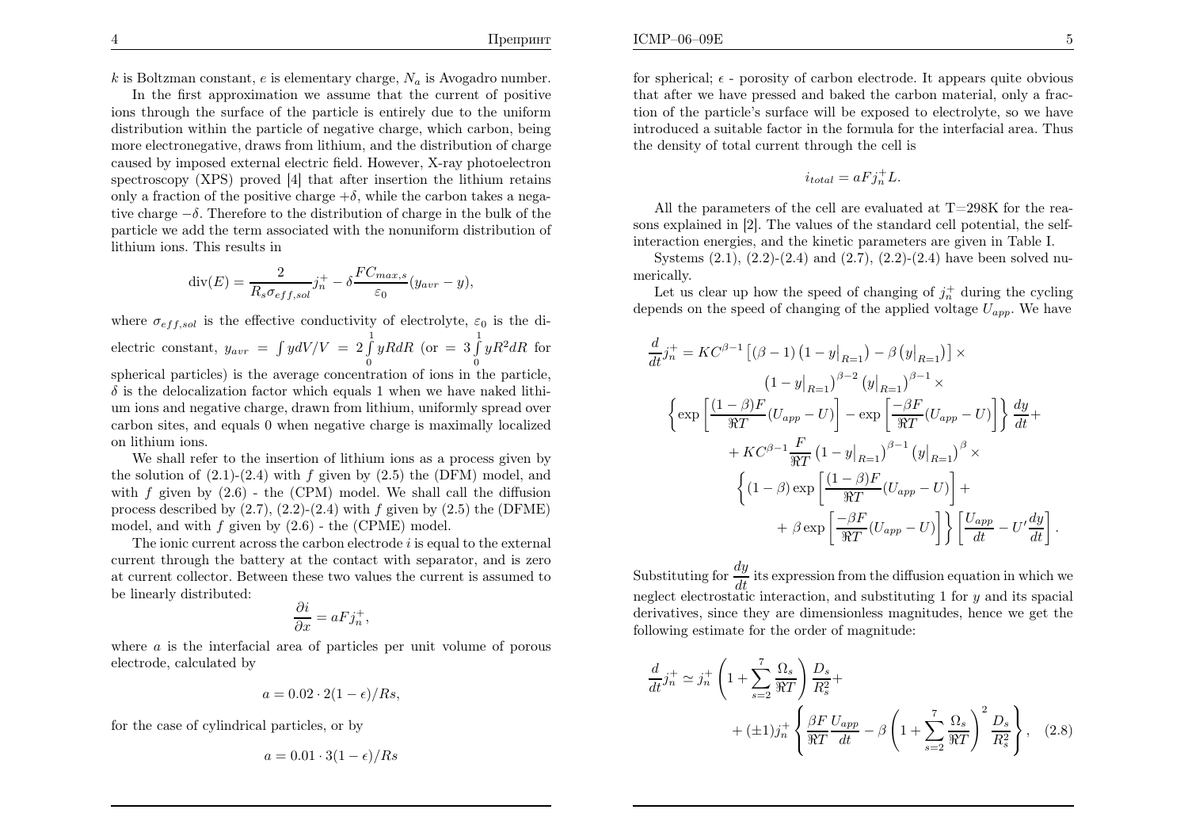$k$ is Boltzman constant, $e$ is elementary charge, $N_a$ is Avogadro number.

In the first approximation we assume that the current of positive ions through the surface of the particle is entirely due to the uniform distribution within the particle of negative charge, which carbon, being more electronegative, draws from lithium, and the distribution of charge caused by imposed external electric field. However, X-ray photoelectron spectroscopy (XPS) proved [4] that after insertion the lithium retains only a fraction of the positive charge $+\delta$, while the carbon takes a negative charge $-\delta$. Therefore to the distribution of charge in the bulk of the particle we add the term associated with the nonuniform distribution of lithium ions. This results in

$$\mathrm{div}(E) = \frac{2}{R_s \sigma_{eff,sol}} j_n^+ - \delta \frac{F C_{max,s}}{\varepsilon_0}(y_{avr} - y),$$

where $\sigma_{eff,sol}$ is the effective conductivity of electrolyte, $\varepsilon_0$ is the dielectric constant, $y_{avr} = \int y dV/V = 2\int_0^1 yRdR$ (or $= 3\int_0^1 yR^2dR$ for spherical particles) is the average concentration of ions in the particle, $\delta$ is the delocalization factor which equals 1 when we have naked lithium ions and negative charge, drawn from lithium, uniformly spread over carbon sites, and equals 0 when negative charge is maximally localized on lithium ions.

We shall refer to the insertion of lithium ions as a process given by the solution of (2.1)-(2.4) with $f$ given by (2.5) the (DFM) model, and with $f$ given by (2.6) - the (CPM) model. We shall call the diffusion process described by (2.7), (2.2)-(2.4) with $f$ given by (2.5) the (DFME) model, and with $f$ given by (2.6) - the (CPME) model.

The ionic current across the carbon electrode $i$ is equal to the external current through the battery at the contact with separator, and is zero at current collector. Between these two values the current is assumed to be linearly distributed:

$$\frac{\partial i}{\partial x} = aFj_n^+,$$

where $a$ is the interfacial area of particles per unit volume of porous electrode, calculated by

$$a = 0.02 \cdot 2(1 - \epsilon)/Rs,$$

for the case of cylindrical particles, or by

$$a = 0.01 \cdot 3(1 - \epsilon)/Rs$$

for spherical; $\epsilon$ - porosity of carbon electrode. It appears quite obvious that after we have pressed and baked the carbon material, only a fraction of the particle's surface will be exposed to electrolyte, so we have introduced a suitable factor in the formula for the interfacial area. Thus the density of total current through the cell is

$$i_{total} = aFj_n^+ L.$$

All the parameters of the cell are evaluated at T=298K for the reasons explained in [2]. The values of the standard cell potential, the self-interaction energies, and the kinetic parameters are given in Table I.

Systems (2.1), (2.2)-(2.4) and (2.7), (2.2)-(2.4) have been solved numerically.

Let us clear up how the speed of changing of $j_n^+$ during the cycling depends on the speed of changing of the applied voltage $U_{app}$. We have

$$\begin{aligned}
\frac{d}{dt} j_n^+ = & KC^{\beta-1}\left[(\beta-1)\left(1-y|_{R=1}\right) - \beta\left(y|_{R=1}\right)\right] \times \\
& \left(1-y|_{R=1}\right)^{\beta-2}\left(y|_{R=1}\right)^{\beta-1} \times \\
& \left\{\exp\left[\frac{(1-\beta)F}{\Re T}(U_{app}-U)\right] - \exp\left[\frac{-\beta F}{\Re T}(U_{app}-U)\right]\right\}\frac{dy}{dt} + \\
& + KC^{\beta-1}\frac{F}{\Re T}\left(1-y|_{R=1}\right)^{\beta-1}\left(y|_{R=1}\right)^{\beta} \times \\
& \left\{(1-\beta)\exp\left[\frac{(1-\beta)F}{\Re T}(U_{app}-U)\right] + \right. \\
& \left. + \beta\exp\left[\frac{-\beta F}{\Re T}(U_{app}-U)\right]\right\}\left[\frac{U_{app}}{dt} - U'\frac{dy}{dt}\right].
\end{aligned}$$

Substituting for $\frac{dy}{dt}$ its expression from the diffusion equation in which we neglect electrostatic interaction, and substituting 1 for $y$ and its spacial derivatives, since they are dimensionless magnitudes, hence we get the following estimate for the order of magnitude:

$$\begin{aligned}
\frac{d}{dt} j_n^+ \simeq & j_n^+\left(1 + \sum_{s=2}^{7}\frac{\Omega_s}{\Re T}\right)\frac{D_s}{R_s^2} + \\
& + (\pm 1) j_n^+\left\{\frac{\beta F}{\Re T}\frac{U_{app}}{dt} - \beta\left(1 + \sum_{s=2}^{7}\frac{\Omega_s}{\Re T}\right)^2\frac{D_s}{R_s^2}\right\}, \quad (2.8)
\end{aligned}$$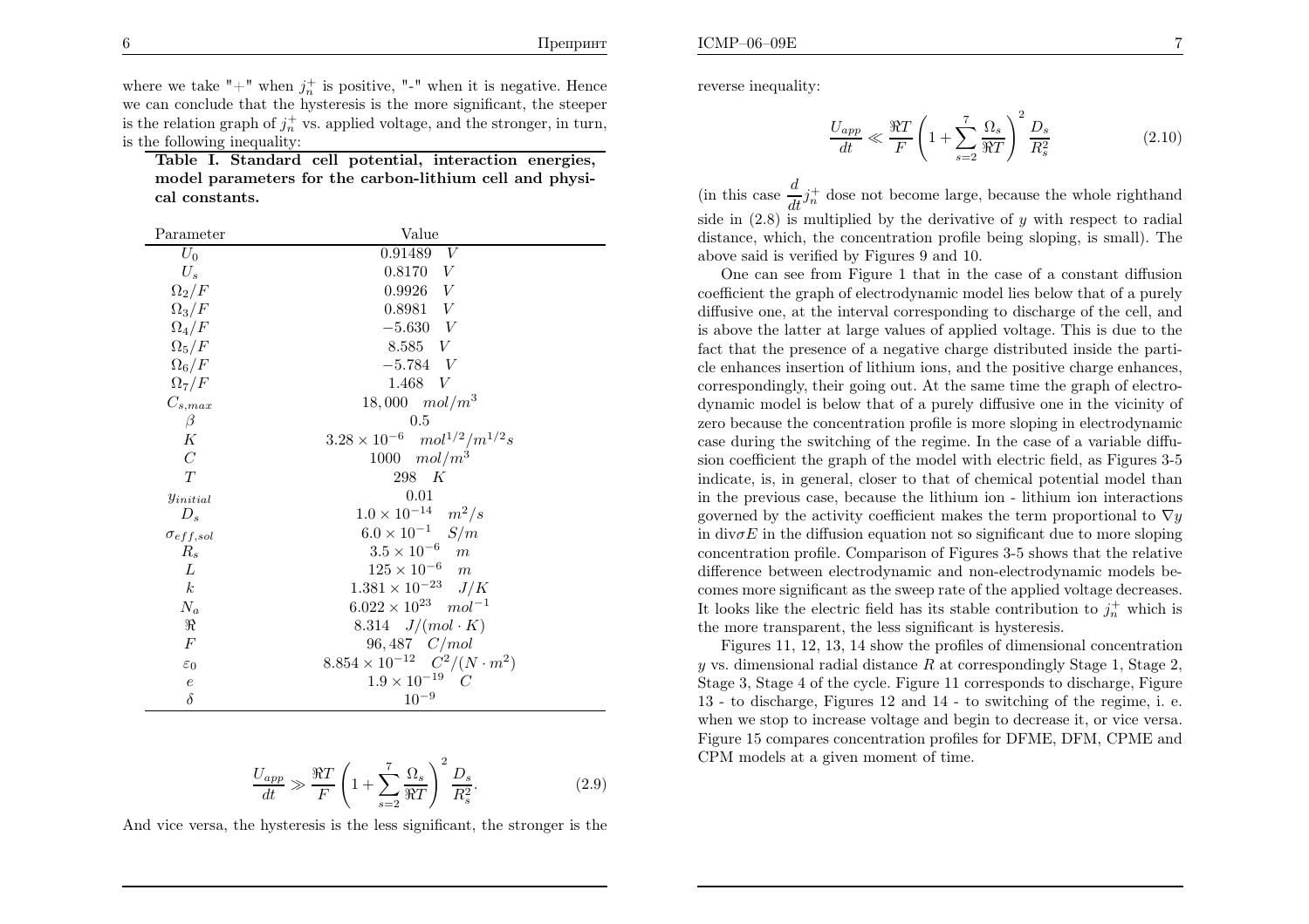where we take "+" when $j_n^+$ is positive, "-" when it is negative. Hence we can conclude that the hysteresis is the more significant, the steeper is the relation graph of $j_n^+$ vs. applied voltage, and the stronger, in turn, is the following inequality:

**Table I. Standard cell potential, interaction energies, model parameters for the carbon-lithium cell and physical constants.**

| Parameter | Value |
|---|---|
| $U_0$ | $0.91489 \quad V$ |
| $U_s$ | $0.8170 \quad V$ |
| $\Omega_2/F$ | $0.9926 \quad V$ |
| $\Omega_3/F$ | $0.8981 \quad V$ |
| $\Omega_4/F$ | $-5.630 \quad V$ |
| $\Omega_5/F$ | $8.585 \quad V$ |
| $\Omega_6/F$ | $-5.784 \quad V$ |
| $\Omega_7/F$ | $1.468 \quad V$ |
| $C_{s,max}$ | $18,000 \quad mol/m^3$ |
| $\beta$ | $0.5$ |
| $K$ | $3.28 \times 10^{-6} \quad mol^{1/2}/m^{1/2}s$ |
| $C$ | $1000 \quad mol/m^3$ |
| $T$ | $298 \quad K$ |
| $y_{initial}$ | $0.01$ |
| $D_s$ | $1.0 \times 10^{-14} \quad m^2/s$ |
| $\sigma_{eff,sol}$ | $6.0 \times 10^{-1} \quad S/m$ |
| $R_s$ | $3.5 \times 10^{-6} \quad m$ |
| $L$ | $125 \times 10^{-6} \quad m$ |
| $k$ | $1.381 \times 10^{-23} \quad J/K$ |
| $N_a$ | $6.022 \times 10^{23} \quad mol^{-1}$ |
| $\Re$ | $8.314 \quad J/(mol \cdot K)$ |
| $F$ | $96,487 \quad C/mol$ |
| $\varepsilon_0$ | $8.854 \times 10^{-12} \quad C^2/(N \cdot m^2)$ |
| $e$ | $1.9 \times 10^{-19} \quad C$ |
| $\delta$ | $10^{-9}$ |

$$\frac{U_{app}}{dt} \gg \frac{\Re T}{F}\left(1 + \sum_{s=2}^{7} \frac{\Omega_s}{\Re T}\right)^2 \frac{D_s}{R_s^2}. \tag{2.9}$$

And vice versa, the hysteresis is the less significant, the stronger is the reverse inequality:

$$\frac{U_{app}}{dt} \ll \frac{\Re T}{F}\left(1 + \sum_{s=2}^{7} \frac{\Omega_s}{\Re T}\right)^2 \frac{D_s}{R_s^2} \tag{2.10}$$

(in this case $\frac{d}{dt} j_n^+$ dose not become large, because the whole righthand side in (2.8) is multiplied by the derivative of $y$ with respect to radial distance, which, the concentration profile being sloping, is small). The above said is verified by Figures 9 and 10.

One can see from Figure 1 that in the case of a constant diffusion coefficient the graph of electrodynamic model lies below that of a purely diffusive one, at the interval corresponding to discharge of the cell, and is above the latter at large values of applied voltage. This is due to the fact that the presence of a negative charge distributed inside the particle enhances insertion of lithium ions, and the positive charge enhances, correspondingly, their going out. At the same time the graph of electrodynamic model is below that of a purely diffusive one in the vicinity of zero because the concentration profile is more sloping in electrodynamic case during the switching of the regime. In the case of a variable diffusion coefficient the graph of the model with electric field, as Figures 3-5 indicate, is, in general, closer to that of chemical potential model than in the previous case, because the lithium ion - lithium ion interactions governed by the activity coefficient makes the term proportional to $\nabla y$ in $\mathrm{div}\sigma E$ in the diffusion equation not so significant due to more sloping concentration profile. Comparison of Figures 3-5 shows that the relative difference between electrodynamic and non-electrodynamic models becomes more significant as the sweep rate of the applied voltage decreases. It looks like the electric field has its stable contribution to $j_n^+$ which is the more transparent, the less significant is hysteresis.

Figures 11, 12, 13, 14 show the profiles of dimensional concentration $y$ vs. dimensional radial distance $R$ at correspondingly Stage 1, Stage 2, Stage 3, Stage 4 of the cycle. Figure 11 corresponds to discharge, Figure 13 - to discharge, Figures 12 and 14 - to switching of the regime, i. e. when we stop to increase voltage and begin to decrease it, or vice versa. Figure 15 compares concentration profiles for DFME, DFM, CPME and CPM models at a given moment of time.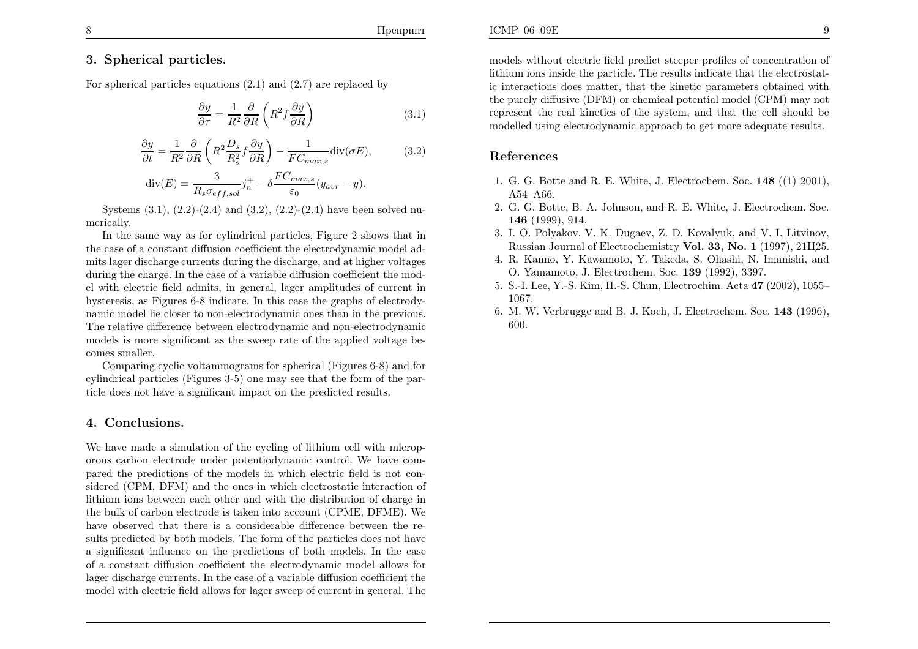## 3. Spherical particles.

For spherical particles equations (2.1) and (2.7) are replaced by

$$\frac{\partial y}{\partial \tau} = \frac{1}{R^2}\frac{\partial}{\partial R}\left(R^2 f \frac{\partial y}{\partial R}\right) \tag{3.1}$$

$$\frac{\partial y}{\partial t} = \frac{1}{R^2}\frac{\partial}{\partial R}\left(R^2 \frac{D_s}{R_s^2} f \frac{\partial y}{\partial R}\right) - \frac{1}{FC_{max,s}}\text{div}(\sigma E), \tag{3.2}$$

$$\text{div}(E) = \frac{3}{R_s \sigma_{eff,sol}} j_n^+ - \delta \frac{FC_{max,s}}{\varepsilon_0}(y_{avr} - y).$$

Systems (3.1), (2.2)-(2.4) and (3.2), (2.2)-(2.4) have been solved numerically.

In the same way as for cylindrical particles, Figure 2 shows that in the case of a constant diffusion coefficient the electrodynamic model admits lager discharge currents during the discharge, and at higher voltages during the charge. In the case of a variable diffusion coefficient the model with electric field admits, in general, lager amplitudes of current in hysteresis, as Figures 6-8 indicate. In this case the graphs of electrodynamic model lie closer to non-electrodynamic ones than in the previous. The relative difference between electrodynamic and non-electrodynamic models is more significant as the sweep rate of the applied voltage becomes smaller.

Comparing cyclic voltammograms for spherical (Figures 6-8) and for cylindrical particles (Figures 3-5) one may see that the form of the particle does not have a significant impact on the predicted results.

## 4. Conclusions.

We have made a simulation of the cycling of lithium cell with microporous carbon electrode under potentiodynamic control. We have compared the predictions of the models in which electric field is not considered (CPM, DFM) and the ones in which electrostatic interaction of lithium ions between each other and with the distribution of charge in the bulk of carbon electrode is taken into account (CPME, DFME). We have observed that there is a considerable difference between the results predicted by both models. The form of the particles does not have a significant influence on the predictions of both models. In the case of a constant diffusion coefficient the electrodynamic model allows for lager discharge currents. In the case of a variable diffusion coefficient the model with electric field allows for lager sweep of current in general. The models without electric field predict steeper profiles of concentration of lithium ions inside the particle. The results indicate that the electrostatic interactions does matter, that the kinetic parameters obtained with the purely diffusive (DFM) or chemical potential model (CPM) may not represent the real kinetics of the system, and that the cell should be modelled using electrodynamic approach to get more adequate results.

## References

1. G. G. Botte and R. E. White, J. Electrochem. Soc. **148** ((1) 2001), A54–A66.
2. G. G. Botte, B. A. Johnson, and R. E. White, J. Electrochem. Soc. **146** (1999), 914.
3. I. O. Polyakov, V. K. Dugaev, Z. D. Kovalyuk, and V. I. Litvinov, Russian Journal of Electrochemistry **Vol. 33, No. 1** (1997), 21Ц25.
4. R. Kanno, Y. Kawamoto, Y. Takeda, S. Ohashi, N. Imanishi, and O. Yamamoto, J. Electrochem. Soc. **139** (1992), 3397.
5. S.-I. Lee, Y.-S. Kim, H.-S. Chun, Electrochim. Acta **47** (2002), 1055–1067.
6. M. W. Verbrugge and B. J. Koch, J. Electrochem. Soc. **143** (1996), 600.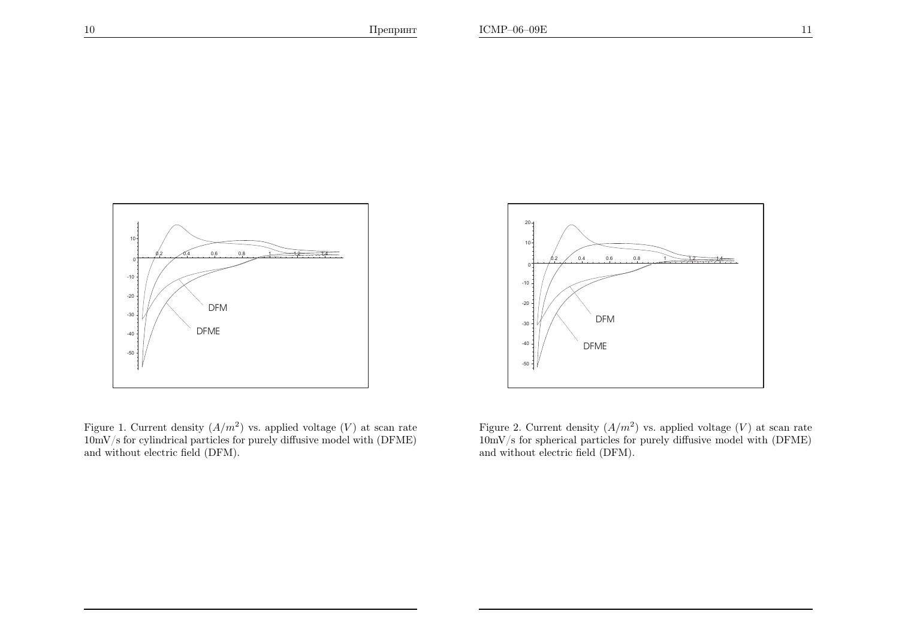Figure 1. Current density $(A/m^2)$ vs. applied voltage $(V)$ at scan rate 10mV/s for cylindrical particles for purely diffusive model with (DFME) and without electric field (DFM).

Figure 2. Current density $(A/m^2)$ vs. applied voltage $(V)$ at scan rate 10mV/s for spherical particles for purely diffusive model with (DFME) and without electric field (DFM).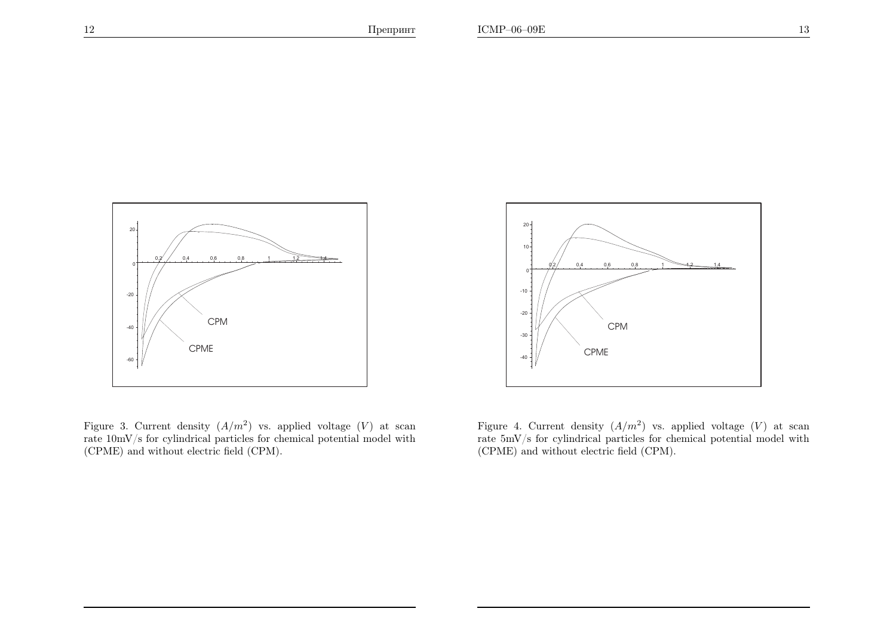Figure 3. Current density $(A/m^2)$ vs. applied voltage $(V)$ at scan rate 10mV/s for cylindrical particles for chemical potential model with (CPME) and without electric field (CPM).

Figure 4. Current density $(A/m^2)$ vs. applied voltage $(V)$ at scan rate 5mV/s for cylindrical particles for chemical potential model with (CPME) and without electric field (CPM).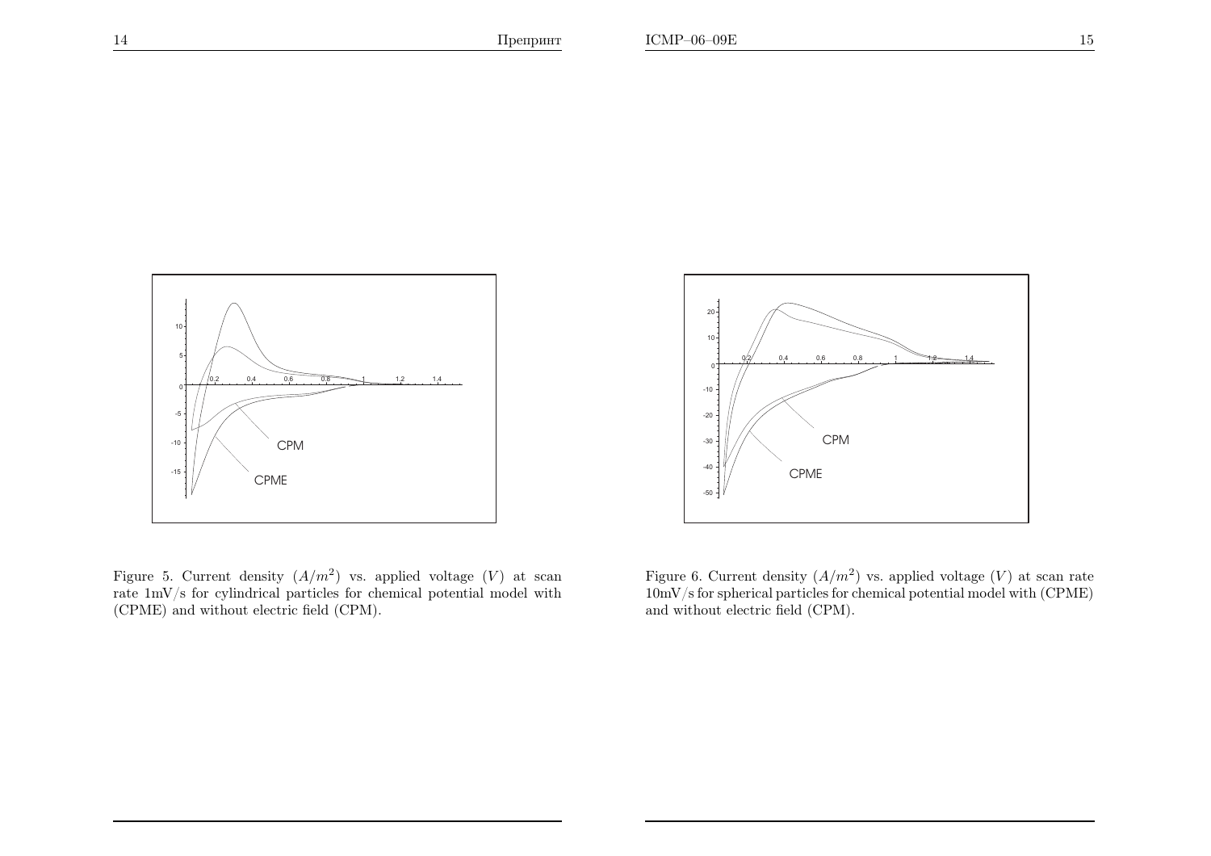Figure 5. Current density $(A/m^2)$ vs. applied voltage $(V)$ at scan rate 1mV/s for cylindrical particles for chemical potential model with (CPME) and without electric field (CPM).

Figure 6. Current density $(A/m^2)$ vs. applied voltage $(V)$ at scan rate 10mV/s for spherical particles for chemical potential model with (CPME) and without electric field (CPM).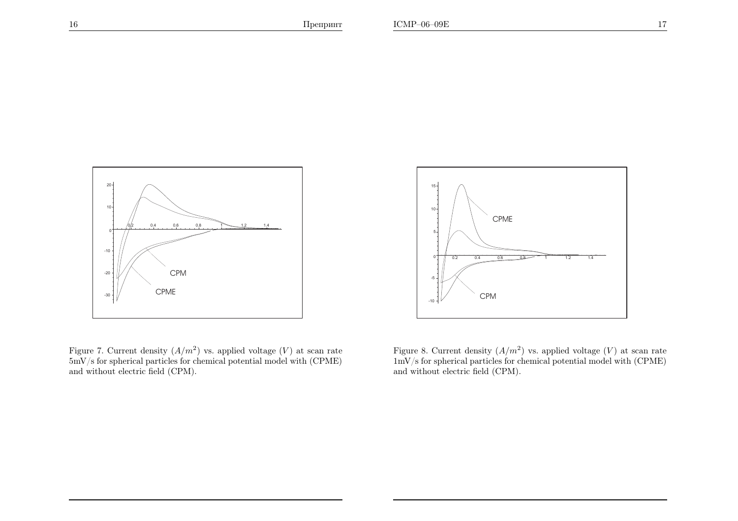Figure 7. Current density $(A/m^2)$ vs. applied voltage $(V)$ at scan rate 5mV/s for spherical particles for chemical potential model with (CPME) and without electric field (CPM).

Figure 8. Current density $(A/m^2)$ vs. applied voltage $(V)$ at scan rate 1mV/s for spherical particles for chemical potential model with (CPME) and without electric field (CPM).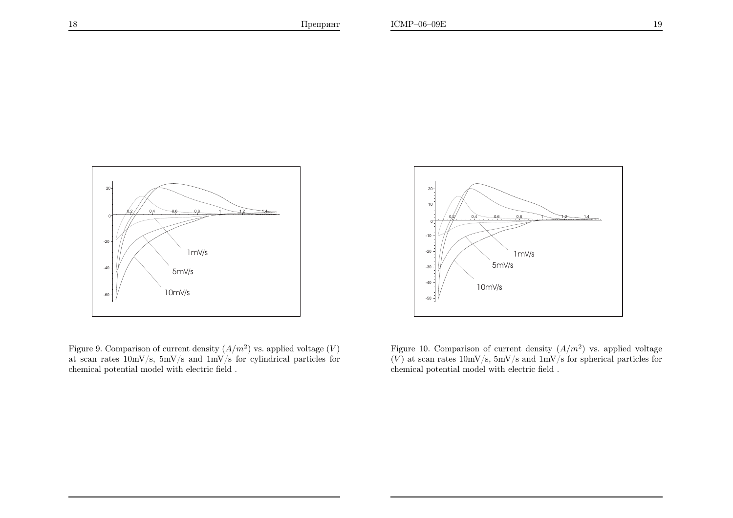Figure 9. Comparison of current density $(A/m^2)$ vs. applied voltage $(V)$ at scan rates 10mV/s, 5mV/s and 1mV/s for cylindrical particles for chemical potential model with electric field .

Figure 10. Comparison of current density $(A/m^2)$ vs. applied voltage $(V)$ at scan rates 10mV/s, 5mV/s and 1mV/s for spherical particles for chemical potential model with electric field .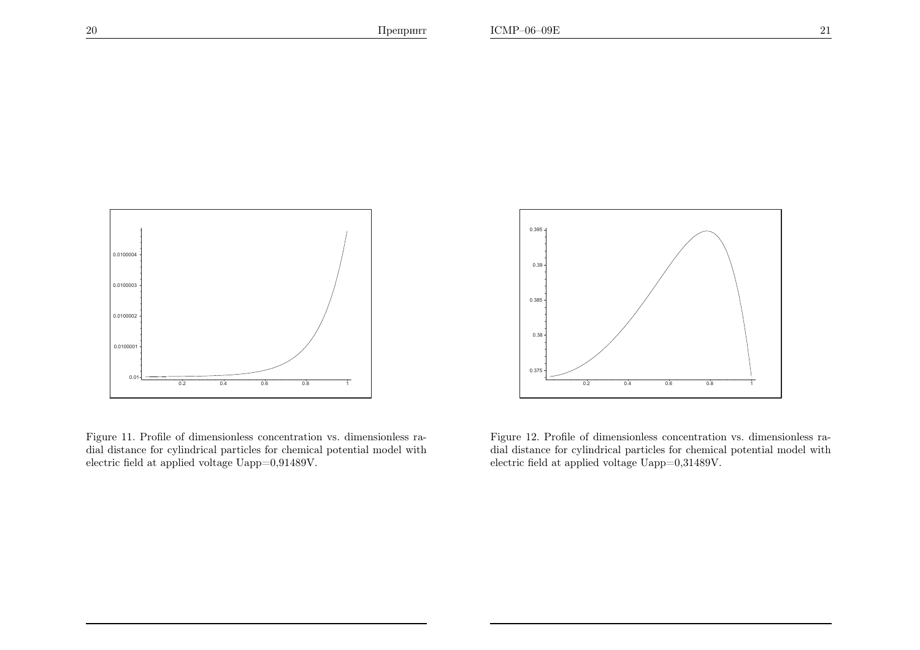Figure 11. Profile of dimensionless concentration vs. dimensionless radial distance for cylindrical particles for chemical potential model with electric field at applied voltage Uapp=0,91489V.

Figure 12. Profile of dimensionless concentration vs. dimensionless radial distance for cylindrical particles for chemical potential model with electric field at applied voltage Uapp=0,31489V.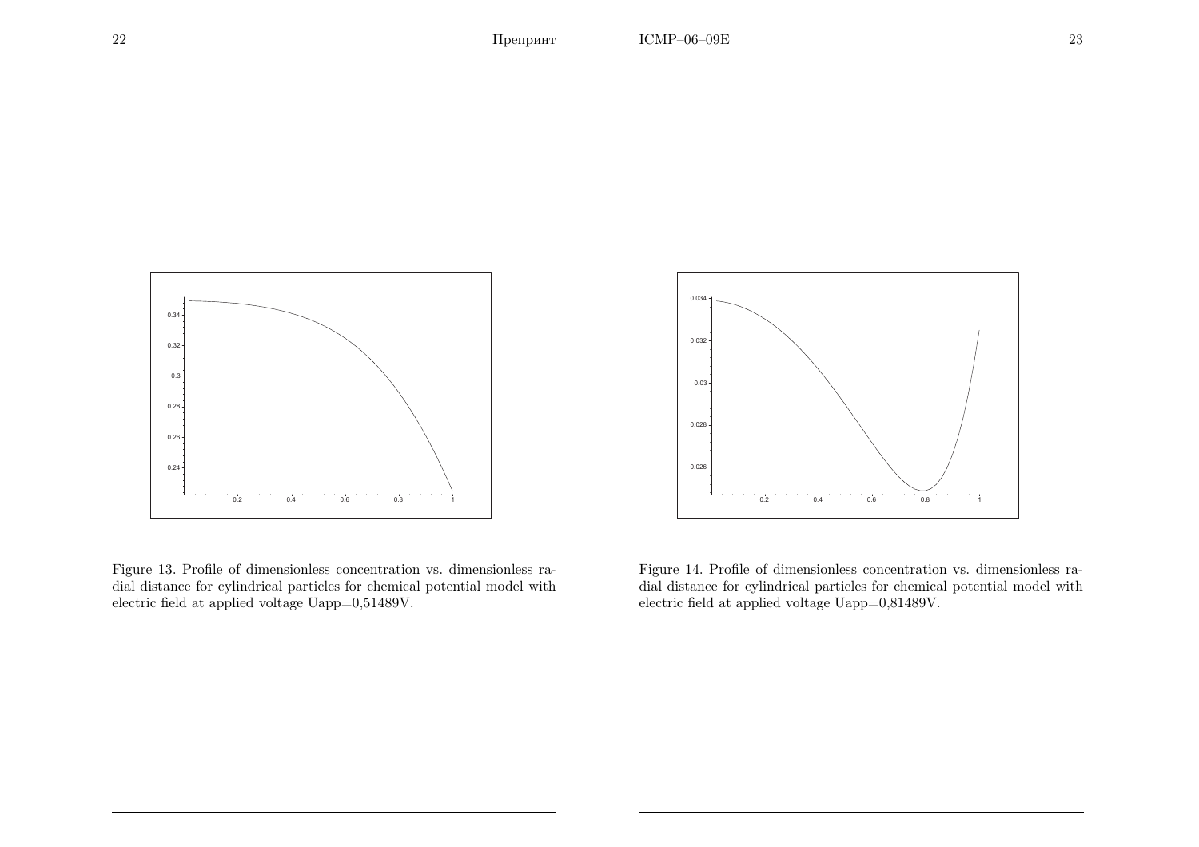Figure 13. Profile of dimensionless concentration vs. dimensionless radial distance for cylindrical particles for chemical potential model with electric field at applied voltage Uapp=0,51489V.

Figure 14. Profile of dimensionless concentration vs. dimensionless radial distance for cylindrical particles for chemical potential model with electric field at applied voltage Uapp=0,81489V.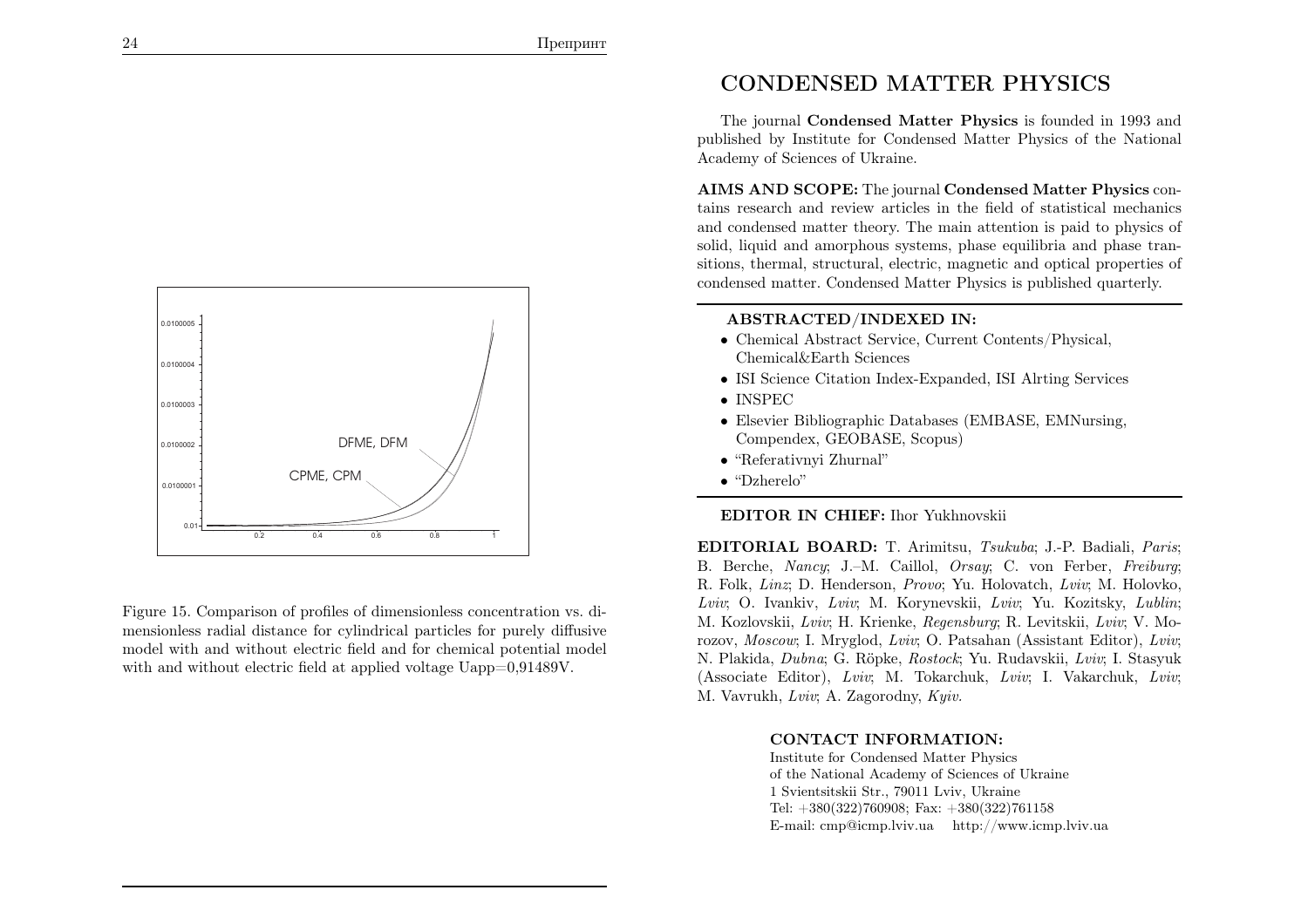0.0100005

0.0100004

0.0100003

0.0100002

0.0100001

0.01

0.2

0.4

0.6

0.8

1

DFME, DFM

CPME, CPM

Figure 15. Comparison of profiles of dimensionless concentration vs. dimensionless radial distance for cylindrical particles for purely diffusive model with and without electric field and for chemical potential model with and without electric field at applied voltage Uapp=0,91489V.

# CONDENSED MATTER PHYSICS

The journal **Condensed Matter Physics** is founded in 1993 and published by Institute for Condensed Matter Physics of the National Academy of Sciences of Ukraine.

**AIMS AND SCOPE:** The journal **Condensed Matter Physics** contains research and review articles in the field of statistical mechanics and condensed matter theory. The main attention is paid to physics of solid, liquid and amorphous systems, phase equilibria and phase transitions, thermal, structural, electric, magnetic and optical properties of condensed matter. Condensed Matter Physics is published quarterly.

**ABSTRACTED/INDEXED IN:**

- Chemical Abstract Service, Current Contents/Physical, Chemical&Earth Sciences
- ISI Science Citation Index-Expanded, ISI Alrting Services
- INSPEC
- Elsevier Bibliographic Databases (EMBASE, EMNursing, Compendex, GEOBASE, Scopus)
- "Referativnyi Zhurnal"
- "Dzherelo"

**EDITOR IN CHIEF:** Ihor Yukhnovskii

**EDITORIAL BOARD:** T. Arimitsu, *Tsukuba*; J.-P. Badiali, *Paris*; B. Berche, *Nancy*; J.–M. Caillol, *Orsay*; C. von Ferber, *Freiburg*; R. Folk, *Linz*; D. Henderson, *Provo*; Yu. Holovatch, *Lviv*; M. Holovko, *Lviv*; O. Ivankiv, *Lviv*; M. Korynevskii, *Lviv*; Yu. Kozitsky, *Lublin*; M. Kozlovskii, *Lviv*; H. Krienke, *Regensburg*; R. Levitskii, *Lviv*; V. Morozov, *Moscow*; I. Mryglod, *Lviv*; O. Patsahan (Assistant Editor), *Lviv*; N. Plakida, *Dubna*; G. Röpke, *Rostock*; Yu. Rudavskii, *Lviv*; I. Stasyuk (Associate Editor), *Lviv*; M. Tokarchuk, *Lviv*; I. Vakarchuk, *Lviv*; M. Vavrukh, *Lviv*; A. Zagorodny, *Kyiv*.

**CONTACT INFORMATION:**

Institute for Condensed Matter Physics
of the National Academy of Sciences of Ukraine
1 Svientsitskii Str., 79011 Lviv, Ukraine
Tel: +380(322)760908; Fax: +380(322)761158
E-mail: cmp@icmp.lviv.ua http://www.icmp.lviv.ua